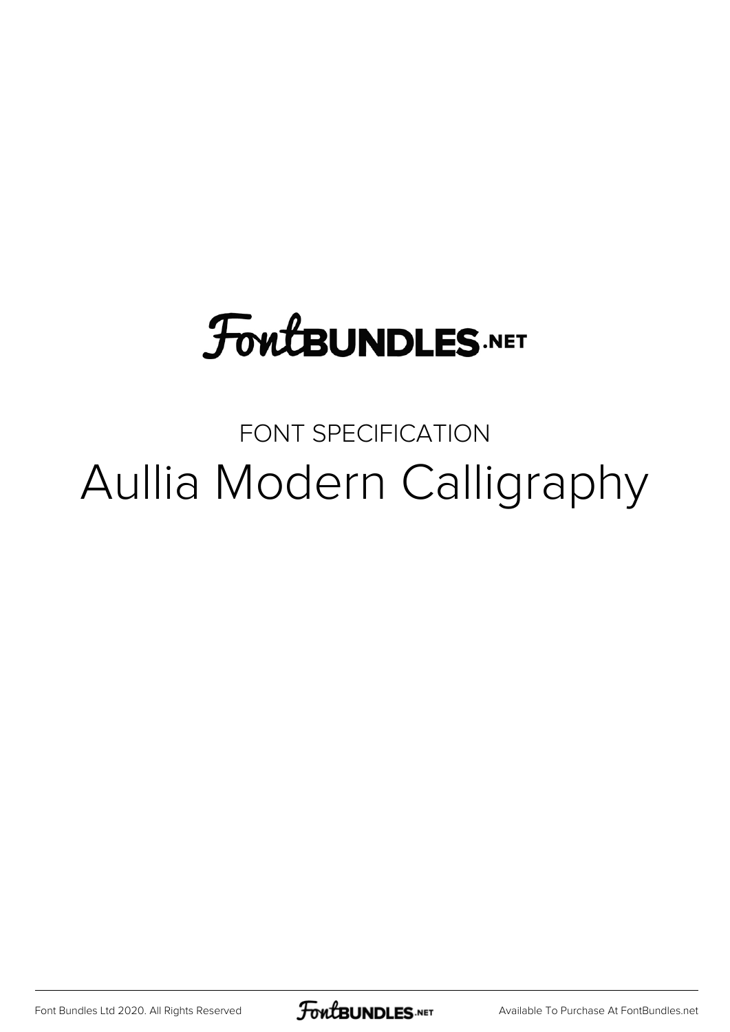FontBUNDLES.NET

FONT SPECIFICATION

# Aullia Modern Calligraphy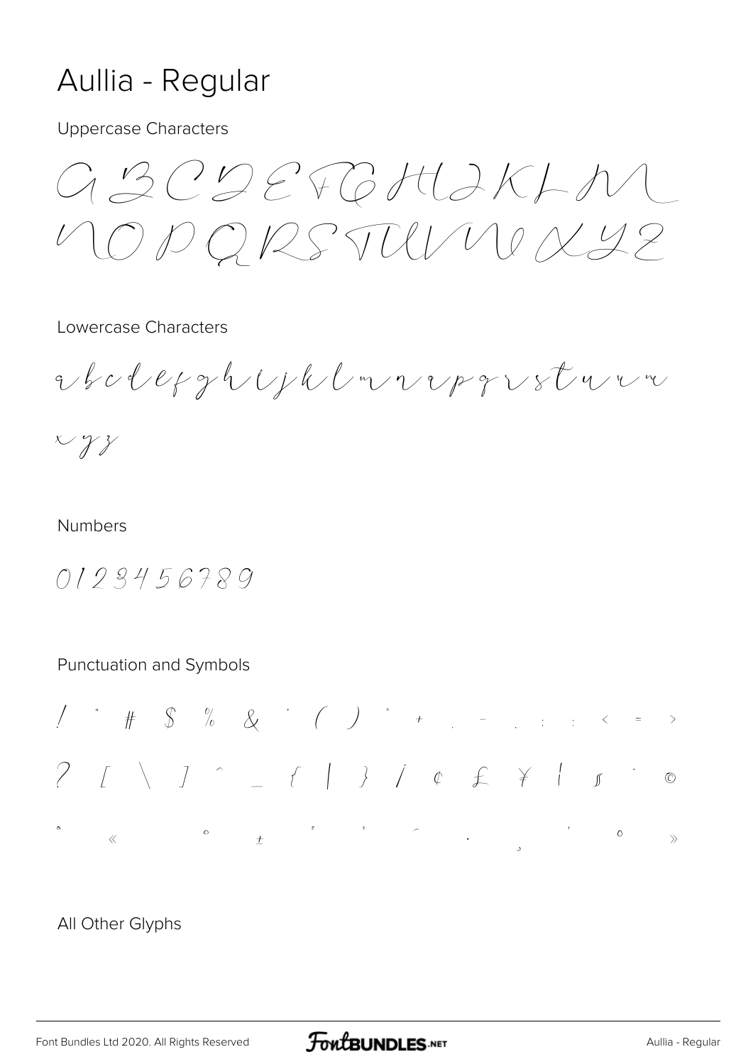# Aullia - Regular

Uppercase Characters

A B C D E F G H I J K L M
N O P Q R S T U V W X Y Z

Lowercase Characters

a b c d e f g h i j k l m n o p q r s t u v w
x y z

Numbers

0 1 2 3 4 5 6 7 8 9

Punctuation and Symbols

! " # $ % & ' ( ) * + , - . : ; < = >
? [ \ ] ^ _ { | } ¡ ¢ £ ¥ ¦ § ¨ ©
ª « ° ± ² ³ ´ · ¸ ¹ º »

All Other Glyphs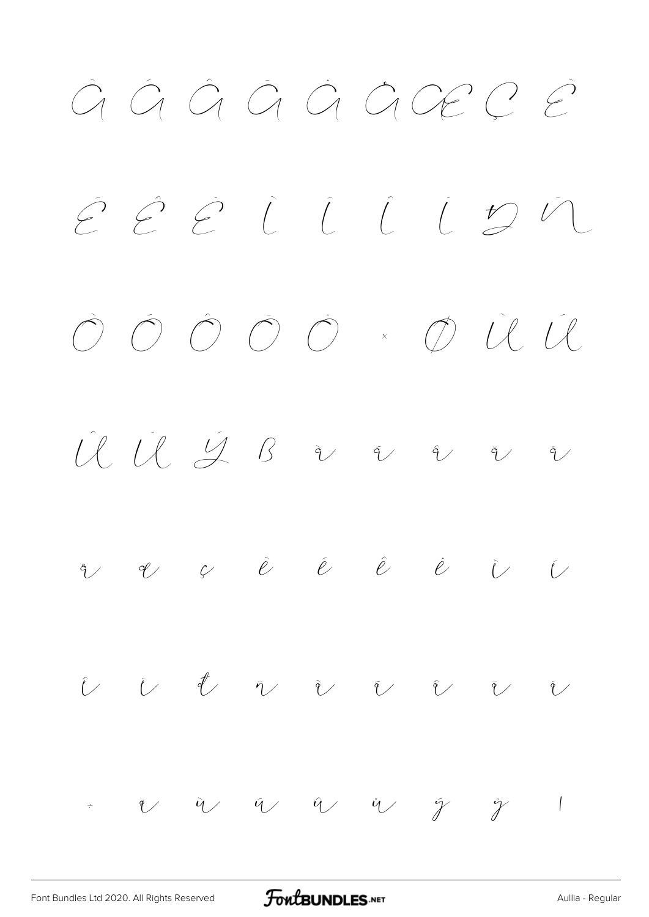À Á Â Ã Ä Å Æ Ç È

É Ê Ë Ì Í Î Ï Ð Ñ

Ò Ó Ô Õ Ö × Ø Ù Ú

Û Ü Ý ß à á â ã ä

å æ ç è é ê ë ì í

î ï ð ñ ò ó ô õ ö

÷ ø ù ú û ü ý ÿ ı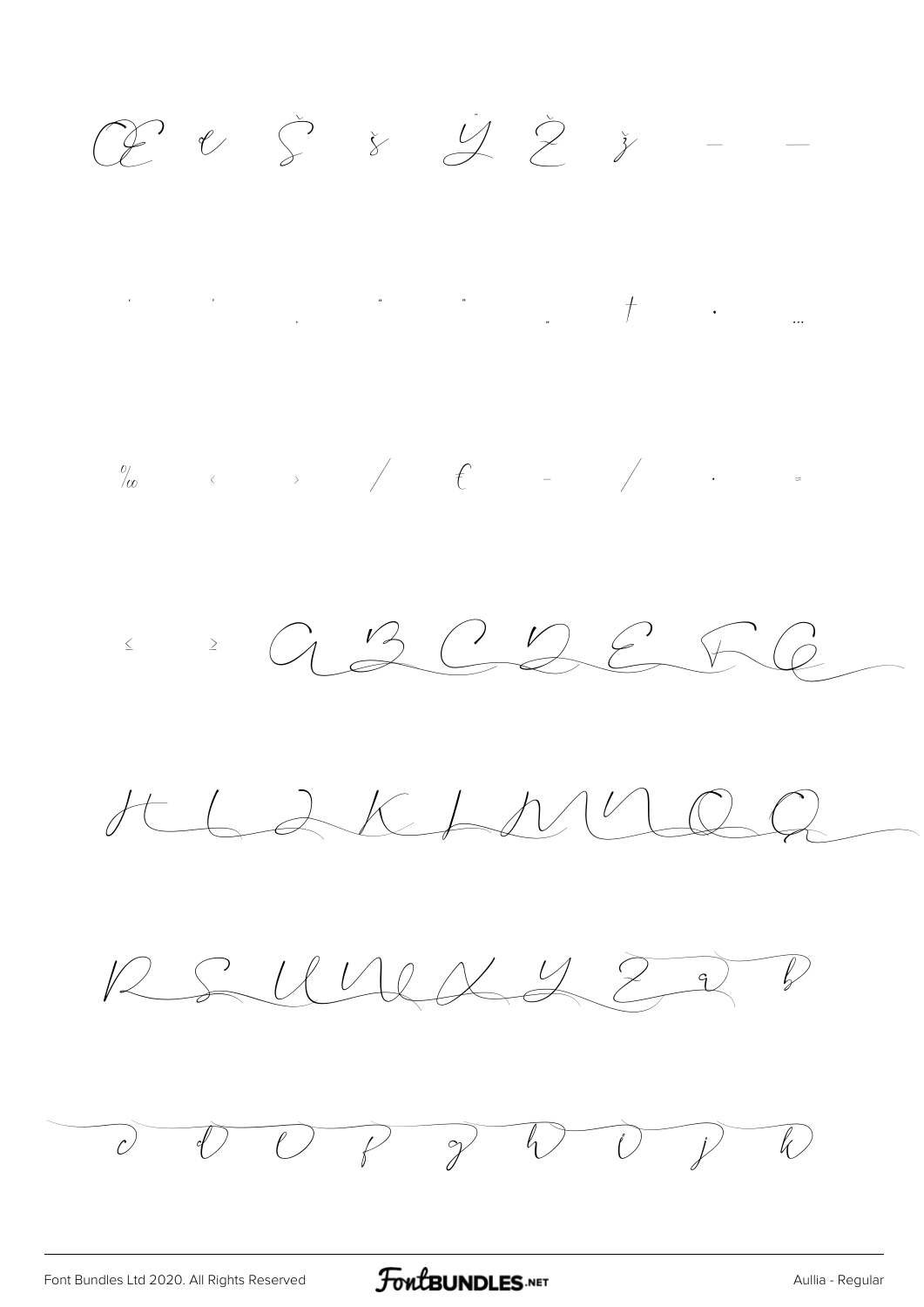Œ œ Š š Ÿ Ž ž – —

' ' ‚ " " „ † • …

‰ ‹ › ⁄ € − ∕ · ≈

≤ ≥ A B C D E F G

H I J K L M N O Q

R S U V W X Y Z a b

c d e f g h i j k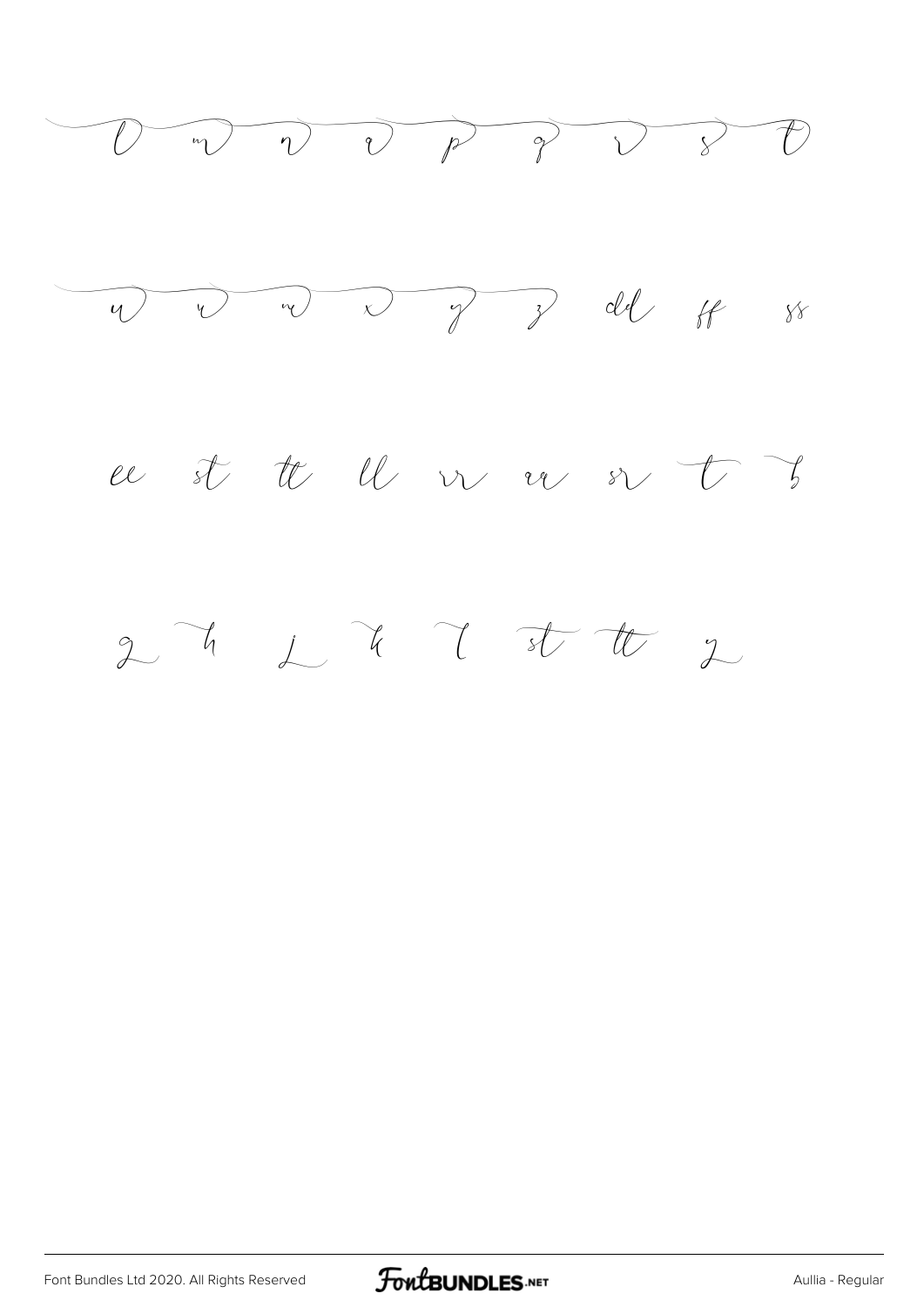l m n o p q r s t

u v w x y z dd ff ss

ee st tt ll rr aa sr t b

g h j k l st tt z